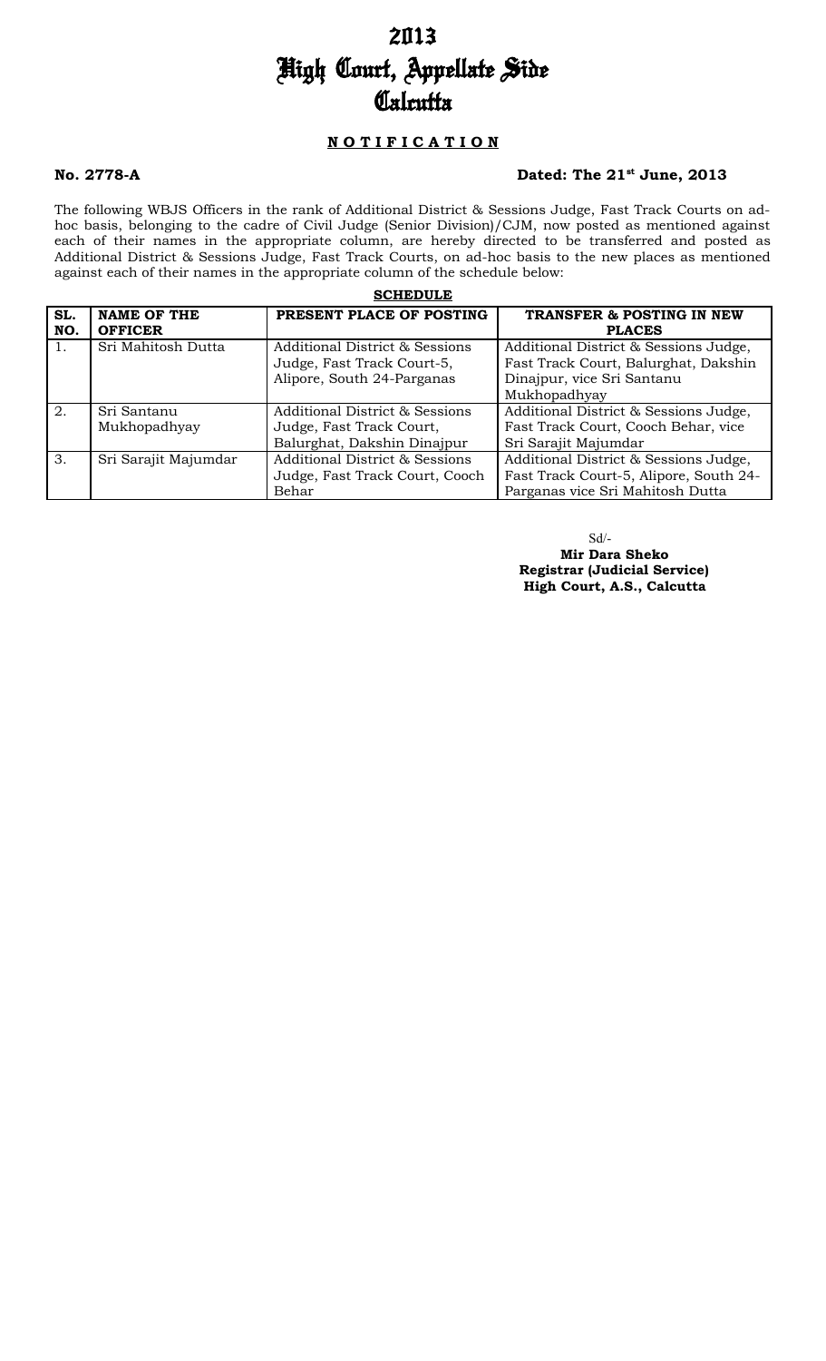# 2013
# High Court, Appellate Side
# Calcutta

## NOTIFICATION

**No. 2778-A** **Dated: The 21st June, 2013**

The following WBJS Officers in the rank of Additional District & Sessions Judge, Fast Track Courts on ad-hoc basis, belonging to the cadre of Civil Judge (Senior Division)/CJM, now posted as mentioned against each of their names in the appropriate column, are hereby directed to be transferred and posted as Additional District & Sessions Judge, Fast Track Courts, on ad-hoc basis to the new places as mentioned against each of their names in the appropriate column of the schedule below:

**SCHEDULE**

| SL. NO. | NAME OF THE OFFICER | PRESENT PLACE OF POSTING | TRANSFER & POSTING IN NEW PLACES |
|---|---|---|---|
| 1. | Sri Mahitosh Dutta | Additional District & Sessions Judge, Fast Track Court-5, Alipore, South 24-Parganas | Additional District & Sessions Judge, Fast Track Court, Balurghat, Dakshin Dinajpur, vice Sri Santanu Mukhopadhyay |
| 2. | Sri Santanu Mukhopadhyay | Additional District & Sessions Judge, Fast Track Court, Balurghat, Dakshin Dinajpur | Additional District & Sessions Judge, Fast Track Court, Cooch Behar, vice Sri Sarajit Majumdar |
| 3. | Sri Sarajit Majumdar | Additional District & Sessions Judge, Fast Track Court, Cooch Behar | Additional District & Sessions Judge, Fast Track Court-5, Alipore, South 24-Parganas vice Sri Mahitosh Dutta |

Sd/-
**Mir Dara Sheko**
**Registrar (Judicial Service)**
**High Court, A.S., Calcutta**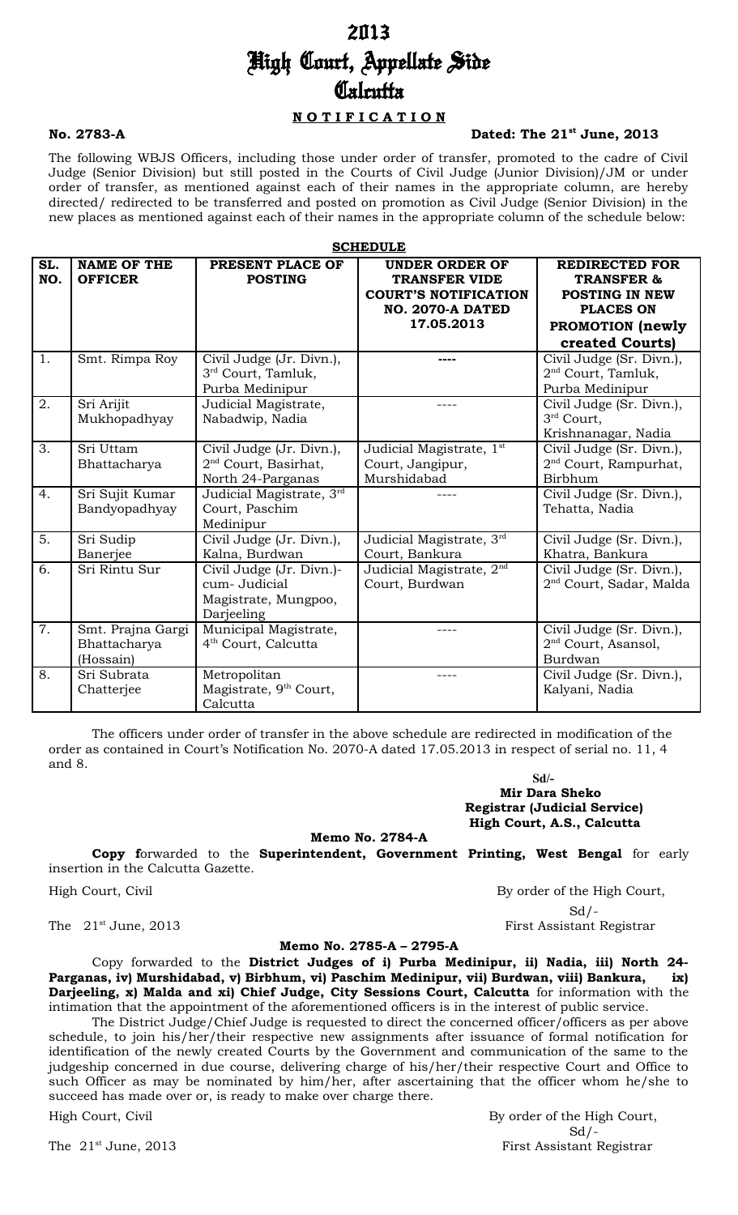# 2013

# High Court, Appellate Side

# Calcutta

## NOTIFICATION

**No. 2783-A** **Dated: The 21st June, 2013**

The following WBJS Officers, including those under order of transfer, promoted to the cadre of Civil Judge (Senior Division) but still posted in the Courts of Civil Judge (Junior Division)/JM or under order of transfer, as mentioned against each of their names in the appropriate column, are hereby directed/ redirected to be transferred and posted on promotion as Civil Judge (Senior Division) in the new places as mentioned against each of their names in the appropriate column of the schedule below:

**SCHEDULE**

| SL. NO. | NAME OF THE OFFICER | PRESENT PLACE OF POSTING | UNDER ORDER OF TRANSFER VIDE COURT'S NOTIFICATION NO. 2070-A DATED 17.05.2013 | REDIRECTED FOR TRANSFER & POSTING IN NEW PLACES ON PROMOTION (newly created Courts) |
|---|---|---|---|---|
| 1. | Smt. Rimpa Roy | Civil Judge (Jr. Divn.), 3rd Court, Tamluk, Purba Medinipur | ---- | Civil Judge (Sr. Divn.), 2nd Court, Tamluk, Purba Medinipur |
| 2. | Sri Arijit Mukhopadhyay | Judicial Magistrate, Nabadwip, Nadia | ---- | Civil Judge (Sr. Divn.), 3rd Court, Krishnanagar, Nadia |
| 3. | Sri Uttam Bhattacharya | Civil Judge (Jr. Divn.), 2nd Court, Basirhat, North 24-Parganas | Judicial Magistrate, 1st Court, Jangipur, Murshidabad | Civil Judge (Sr. Divn.), 2nd Court, Rampurhat, Birbhum |
| 4. | Sri Sujit Kumar Bandyopadhyay | Judicial Magistrate, 3rd Court, Paschim Medinipur | ---- | Civil Judge (Sr. Divn.), Tehatta, Nadia |
| 5. | Sri Sudip Banerjee | Civil Judge (Jr. Divn.), Kalna, Burdwan | Judicial Magistrate, 3rd Court, Bankura | Civil Judge (Sr. Divn.), Khatra, Bankura |
| 6. | Sri Rintu Sur | Civil Judge (Jr. Divn.)-cum- Judicial Magistrate, Mungpoo, Darjeeling | Judicial Magistrate, 2nd Court, Burdwan | Civil Judge (Sr. Divn.), 2nd Court, Sadar, Malda |
| 7. | Smt. Prajna Gargi Bhattacharya (Hossain) | Municipal Magistrate, 4th Court, Calcutta | ---- | Civil Judge (Sr. Divn.), 2nd Court, Asansol, Burdwan |
| 8. | Sri Subrata Chatterjee | Metropolitan Magistrate, 9th Court, Calcutta | ---- | Civil Judge (Sr. Divn.), Kalyani, Nadia |

The officers under order of transfer in the above schedule are redirected in modification of the order as contained in Court's Notification No. 2070-A dated 17.05.2013 in respect of serial no. 11, 4 and 8.

**Sd/-**
**Mir Dara Sheko**
**Registrar (Judicial Service)**
**High Court, A.S., Calcutta**

**Memo No. 2784-A**

**Copy f**orwarded to the **Superintendent, Government Printing, West Bengal** for early insertion in the Calcutta Gazette.

High Court, Civil

By order of the High Court,
Sd/-
First Assistant Registrar

The 21st June, 2013

**Memo No. 2785-A – 2795-A**

Copy forwarded to the **District Judges of i) Purba Medinipur, ii) Nadia, iii) North 24-Parganas, iv) Murshidabad, v) Birbhum, vi) Paschim Medinipur, vii) Burdwan, viii) Bankura, ix) Darjeeling, x) Malda and xi) Chief Judge, City Sessions Court, Calcutta** for information with the intimation that the appointment of the aforementioned officers is in the interest of public service.

The District Judge/Chief Judge is requested to direct the concerned officer/officers as per above schedule, to join his/her/their respective new assignments after issuance of formal notification for identification of the newly created Courts by the Government and communication of the same to the judgeship concerned in due course, delivering charge of his/her/their respective Court and Office to such Officer as may be nominated by him/her, after ascertaining that the officer whom he/she to succeed has made over or, is ready to make over charge there.

High Court, Civil

By order of the High Court,
Sd/-
First Assistant Registrar

The 21st June, 2013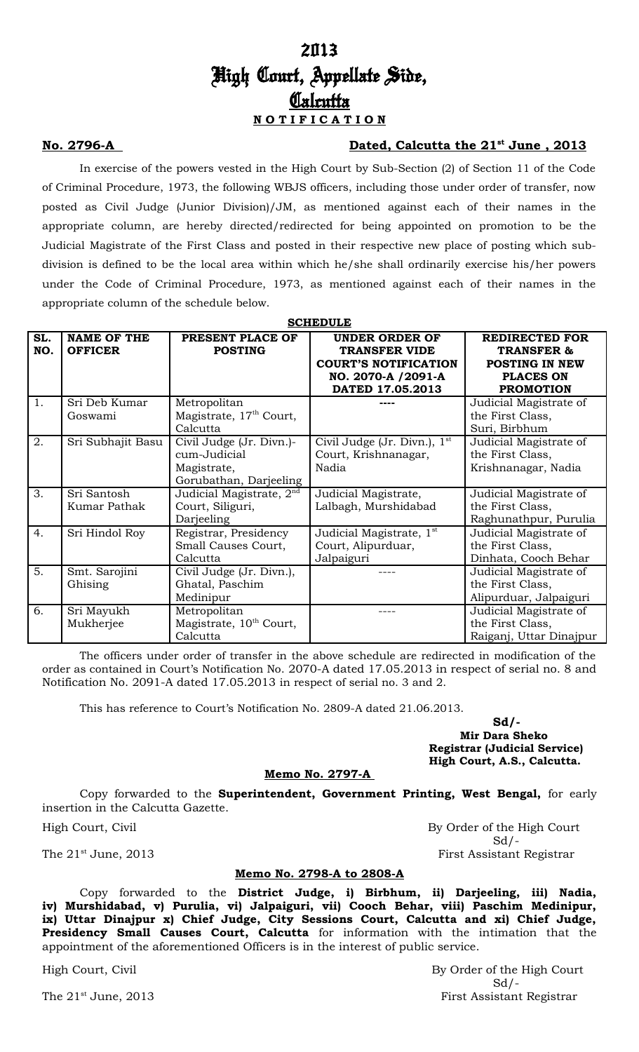# 2013
# High Court, Appellate Side, Calcutta

**N O T I F I C A T I O N**

**No. 2796-A** **Dated, Calcutta the 21st June , 2013**

In exercise of the powers vested in the High Court by Sub-Section (2) of Section 11 of the Code of Criminal Procedure, 1973, the following WBJS officers, including those under order of transfer, now posted as Civil Judge (Junior Division)/JM, as mentioned against each of their names in the appropriate column, are hereby directed/redirected for being appointed on promotion to be the Judicial Magistrate of the First Class and posted in their respective new place of posting which sub-division is defined to be the local area within which he/she shall ordinarily exercise his/her powers under the Code of Criminal Procedure, 1973, as mentioned against each of their names in the appropriate column of the schedule below.

**SCHEDULE**

| SL. NO. | NAME OF THE OFFICER | PRESENT PLACE OF POSTING | UNDER ORDER OF TRANSFER VIDE COURT'S NOTIFICATION NO. 2070-A /2091-A DATED 17.05.2013 | REDIRECTED FOR TRANSFER & POSTING IN NEW PLACES ON PROMOTION |
|---|---|---|---|---|
| 1. | Sri Deb Kumar Goswami | Metropolitan Magistrate, 17th Court, Calcutta | ---- | Judicial Magistrate of the First Class, Suri, Birbhum |
| 2. | Sri Subhajit Basu | Civil Judge (Jr. Divn.)-cum-Judicial Magistrate, Gorubathan, Darjeeling | Civil Judge (Jr. Divn.), 1st Court, Krishnanagar, Nadia | Judicial Magistrate of the First Class, Krishnanagar, Nadia |
| 3. | Sri Santosh Kumar Pathak | Judicial Magistrate, 2nd Court, Siliguri, Darjeeling | Judicial Magistrate, Lalbagh, Murshidabad | Judicial Magistrate of the First Class, Raghunathpur, Purulia |
| 4. | Sri Hindol Roy | Registrar, Presidency Small Causes Court, Calcutta | Judicial Magistrate, 1st Court, Alipurduar, Jalpaiguri | Judicial Magistrate of the First Class, Dinhata, Cooch Behar |
| 5. | Smt. Sarojini Ghising | Civil Judge (Jr. Divn.), Ghatal, Paschim Medinipur | ---- | Judicial Magistrate of the First Class, Alipurduar, Jalpaiguri |
| 6. | Sri Mayukh Mukherjee | Metropolitan Magistrate, 10th Court, Calcutta | ---- | Judicial Magistrate of the First Class, Raiganj, Uttar Dinajpur |

The officers under order of transfer in the above schedule are redirected in modification of the order as contained in Court's Notification No. 2070-A dated 17.05.2013 in respect of serial no. 8 and Notification No. 2091-A dated 17.05.2013 in respect of serial no. 3 and 2.

This has reference to Court's Notification No. 2809-A dated 21.06.2013.

**Sd/-**
**Mir Dara Sheko**
**Registrar (Judicial Service)**
**High Court, A.S., Calcutta.**

**Memo No. 2797-A**

Copy forwarded to the **Superintendent, Government Printing, West Bengal,** for early insertion in the Calcutta Gazette.

High Court, Civil
The 21st June, 2013

By Order of the High Court
Sd/-
First Assistant Registrar

**Memo No. 2798-A to 2808-A**

Copy forwarded to the **District Judge, i) Birbhum, ii) Darjeeling, iii) Nadia, iv) Murshidabad, v) Purulia, vi) Jalpaiguri, vii) Cooch Behar, viii) Paschim Medinipur, ix) Uttar Dinajpur x) Chief Judge, City Sessions Court, Calcutta** and **xi) Chief Judge, Presidency Small Causes Court, Calcutta** for information with the intimation that the appointment of the aforementioned Officers is in the interest of public service.

High Court, Civil
The 21st June, 2013

By Order of the High Court
Sd/-
First Assistant Registrar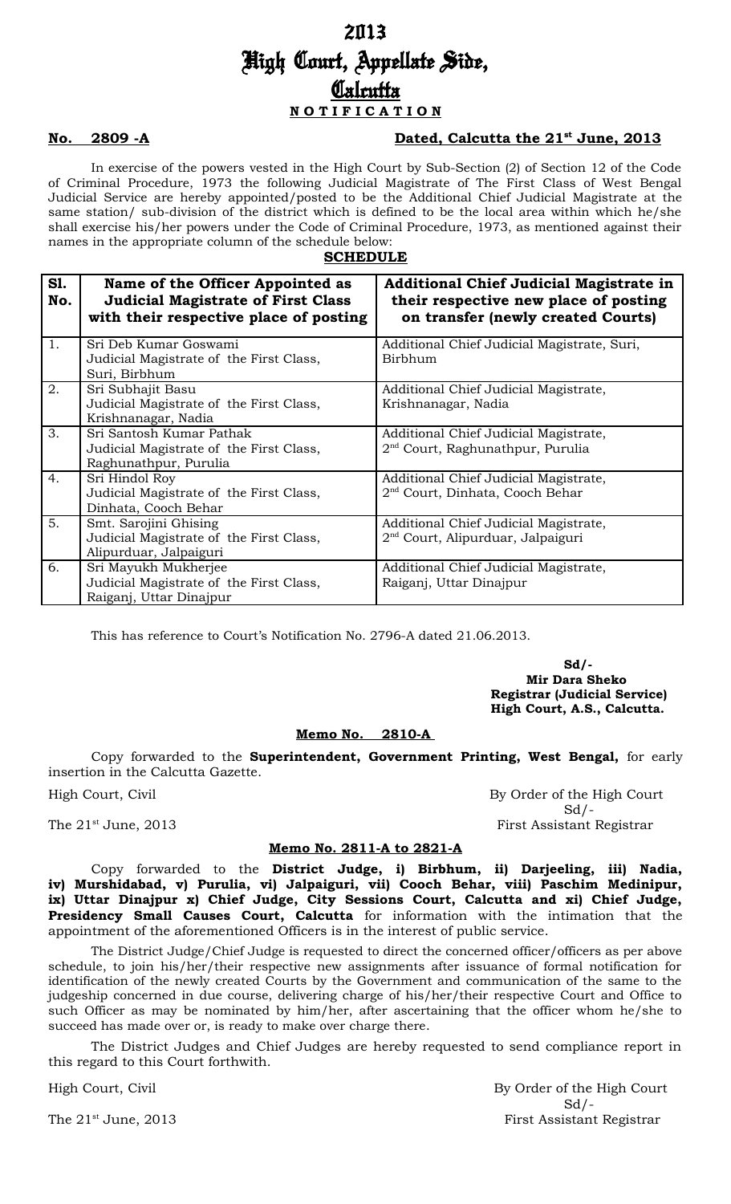# 2013

# High Court, Appellate Side, Calcutta

## NOTIFICATION

**No. 2809 -A** **Dated, Calcutta the 21st June, 2013**

In exercise of the powers vested in the High Court by Sub-Section (2) of Section 12 of the Code of Criminal Procedure, 1973 the following Judicial Magistrate of The First Class of West Bengal Judicial Service are hereby appointed/posted to be the Additional Chief Judicial Magistrate at the same station/ sub-division of the district which is defined to be the local area within which he/she shall exercise his/her powers under the Code of Criminal Procedure, 1973, as mentioned against their names in the appropriate column of the schedule below:

**SCHEDULE**

| Sl. No. | Name of the Officer Appointed as Judicial Magistrate of First Class with their respective place of posting | Additional Chief Judicial Magistrate in their respective new place of posting on transfer (newly created Courts) |
|---|---|---|
| 1. | Sri Deb Kumar Goswami Judicial Magistrate of the First Class, Suri, Birbhum | Additional Chief Judicial Magistrate, Suri, Birbhum |
| 2. | Sri Subhajit Basu Judicial Magistrate of the First Class, Krishnanagar, Nadia | Additional Chief Judicial Magistrate, Krishnanagar, Nadia |
| 3. | Sri Santosh Kumar Pathak Judicial Magistrate of the First Class, Raghunathpur, Purulia | Additional Chief Judicial Magistrate, 2nd Court, Raghunathpur, Purulia |
| 4. | Sri Hindol Roy Judicial Magistrate of the First Class, Dinhata, Cooch Behar | Additional Chief Judicial Magistrate, 2nd Court, Dinhata, Cooch Behar |
| 5. | Smt. Sarojini Ghising Judicial Magistrate of the First Class, Alipurduar, Jalpaiguri | Additional Chief Judicial Magistrate, 2nd Court, Alipurduar, Jalpaiguri |
| 6. | Sri Mayukh Mukherjee Judicial Magistrate of the First Class, Raiganj, Uttar Dinajpur | Additional Chief Judicial Magistrate, Raiganj, Uttar Dinajpur |

This has reference to Court's Notification No. 2796-A dated 21.06.2013.

**Sd/-**
**Mir Dara Sheko**
**Registrar (Judicial Service)**
**High Court, A.S., Calcutta.**

**Memo No. 2810-A**

Copy forwarded to the **Superintendent, Government Printing, West Bengal,** for early insertion in the Calcutta Gazette.

High Court, Civil
The 21st June, 2013

By Order of the High Court
Sd/-
First Assistant Registrar

**Memo No. 2811-A to 2821-A**

Copy forwarded to the **District Judge, i) Birbhum, ii) Darjeeling, iii) Nadia, iv) Murshidabad, v) Purulia, vi) Jalpaiguri, vii) Cooch Behar, viii) Paschim Medinipur, ix) Uttar Dinajpur x) Chief Judge, City Sessions Court, Calcutta and xi) Chief Judge, Presidency Small Causes Court, Calcutta** for information with the intimation that the appointment of the aforementioned Officers is in the interest of public service.

The District Judge/Chief Judge is requested to direct the concerned officer/officers as per above schedule, to join his/her/their respective new assignments after issuance of formal notification for identification of the newly created Courts by the Government and communication of the same to the judgeship concerned in due course, delivering charge of his/her/their respective Court and Office to such Officer as may be nominated by him/her, after ascertaining that the officer whom he/she to succeed has made over or, is ready to make over charge there.

The District Judges and Chief Judges are hereby requested to send compliance report in this regard to this Court forthwith.

High Court, Civil
The 21st June, 2013

By Order of the High Court
Sd/-
First Assistant Registrar